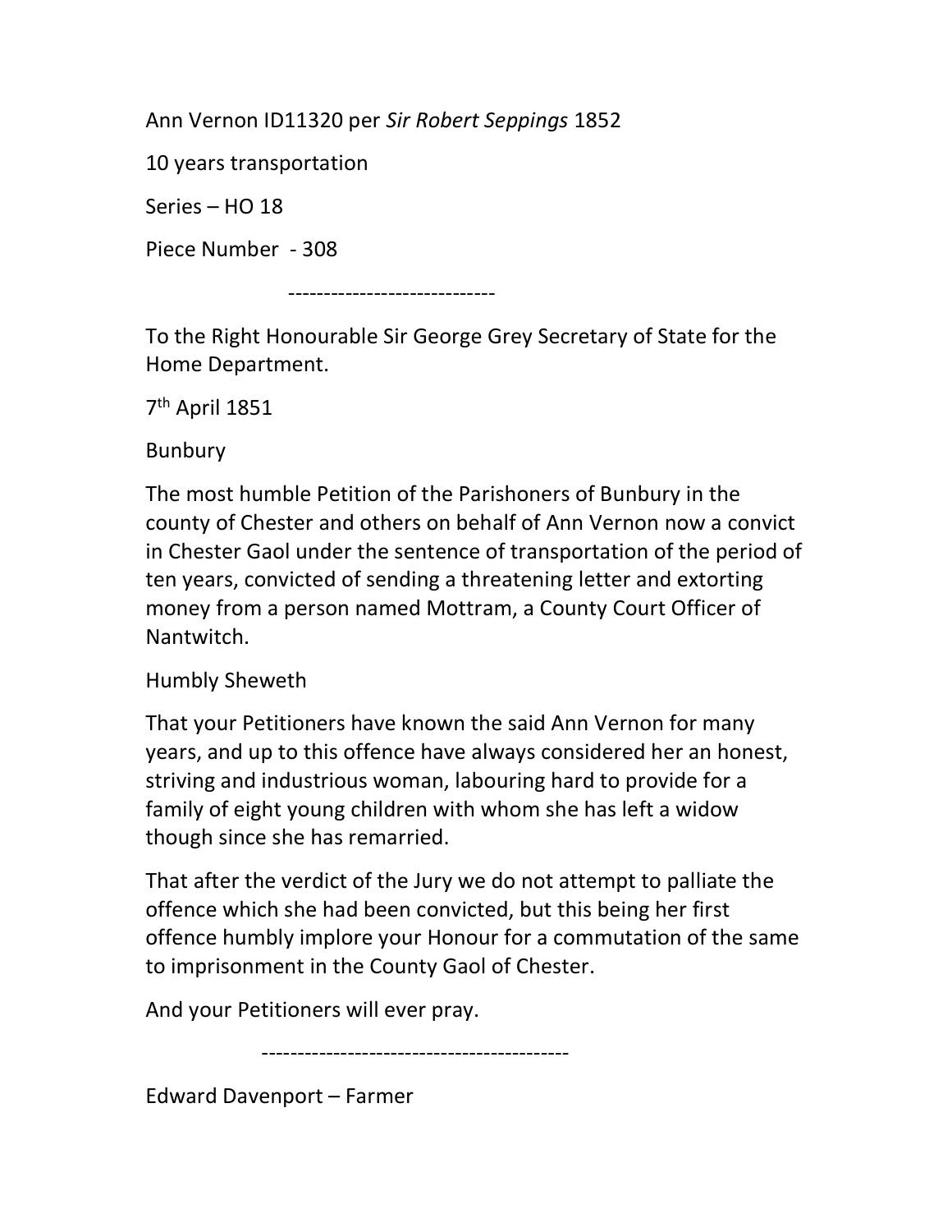Ann Vernon ID11320 per *Sir Robert Seppings* 1852

10 years transportation

Series – HO 18

Piece Number - 308

-----------------------------

To the Right Honourable Sir George Grey Secretary of State for the Home Department.

7th April 1851

Bunbury

The most humble Petition of the Parishoners of Bunbury in the county of Chester and others on behalf of Ann Vernon now a convict in Chester Gaol under the sentence of transportation of the period of ten years, convicted of sending a threatening letter and extorting money from a person named Mottram, a County Court Officer of Nantwitch.

Humbly Sheweth

That your Petitioners have known the said Ann Vernon for many years, and up to this offence have always considered her an honest, striving and industrious woman, labouring hard to provide for a family of eight young children with whom she has left a widow though since she has remarried.

That after the verdict of the Jury we do not attempt to palliate the offence which she had been convicted, but this being her first offence humbly implore your Honour for a commutation of the same to imprisonment in the County Gaol of Chester.

And your Petitioners will ever pray.

-------------------------------------------

Edward Davenport – Farmer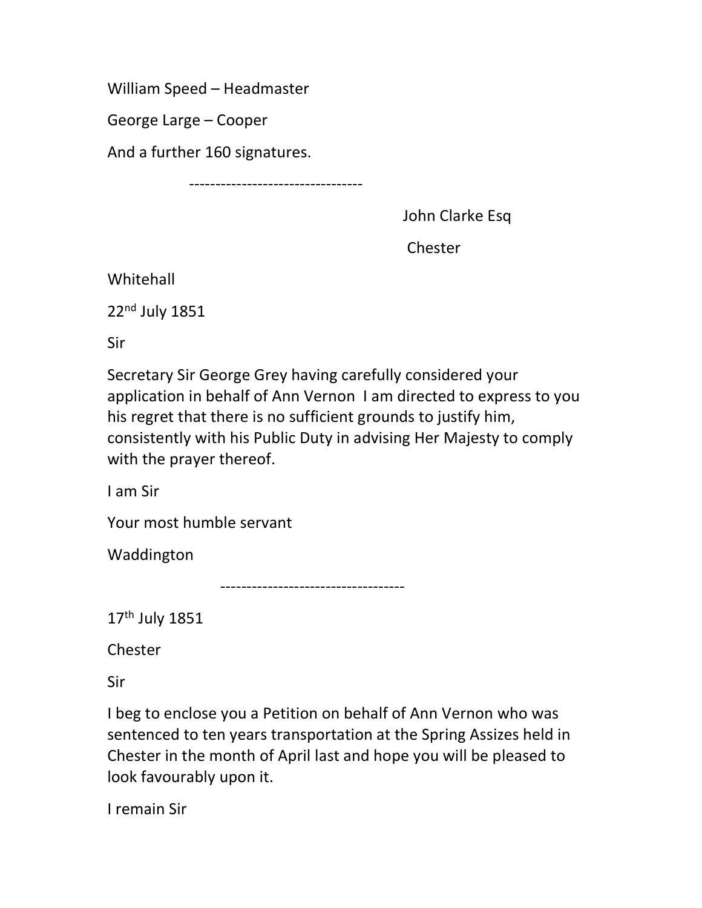William Speed – Headmaster

George Large – Cooper

And a further 160 signatures.

---------------------------------

John Clarke Esq

Chester

Whitehall

22nd July 1851

Sir

Secretary Sir George Grey having carefully considered your application in behalf of Ann Vernon I am directed to express to you his regret that there is no sufficient grounds to justify him, consistently with his Public Duty in advising Her Majesty to comply with the prayer thereof.

I am Sir

Your most humble servant

Waddington

-----------------------------------

17th July 1851

Chester

Sir

I beg to enclose you a Petition on behalf of Ann Vernon who was sentenced to ten years transportation at the Spring Assizes held in Chester in the month of April last and hope you will be pleased to look favourably upon it.

I remain Sir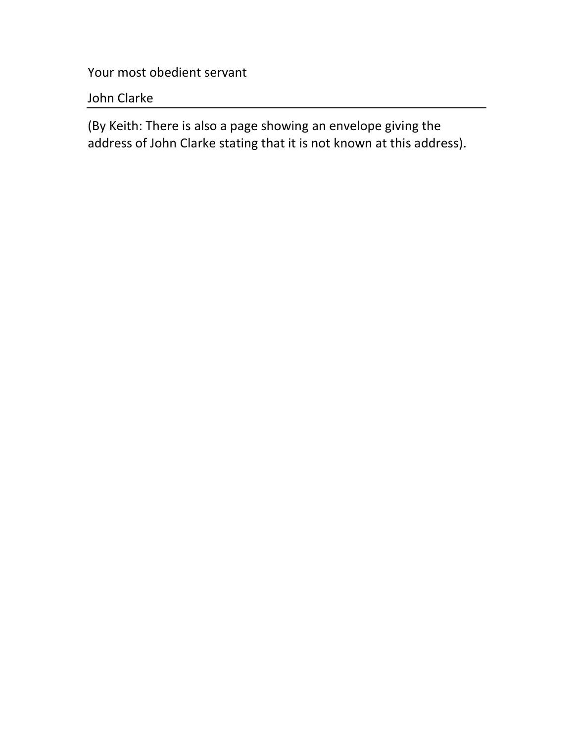Your most obedient servant

John Clarke

---

(By Keith: There is also a page showing an envelope giving the address of John Clarke stating that it is not known at this address).